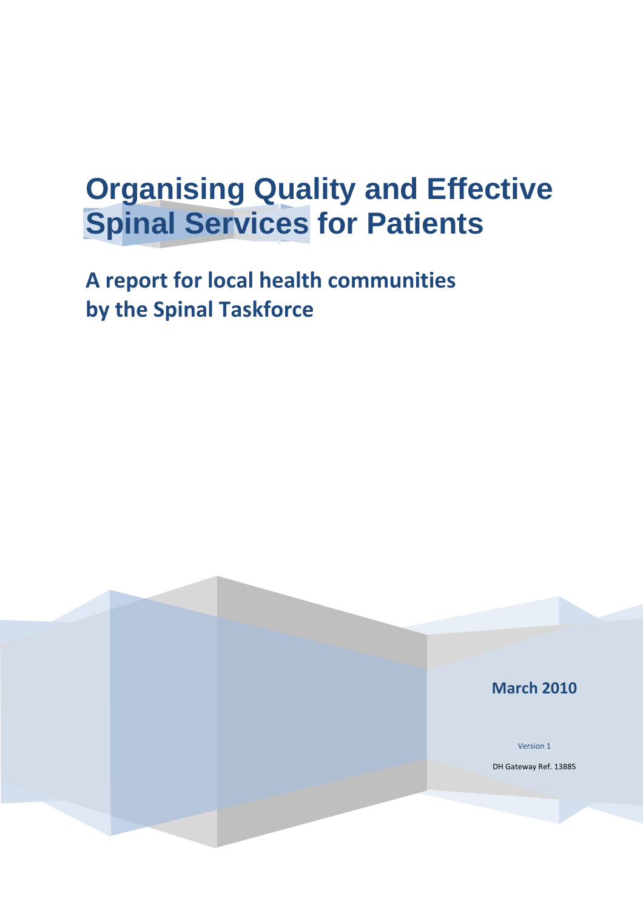# Organising Quality and Effective Spinal Services for Patients

## A report for local health communities by the Spinal Taskforce

**March 2010**

Version 1

DH Gateway Ref. 13885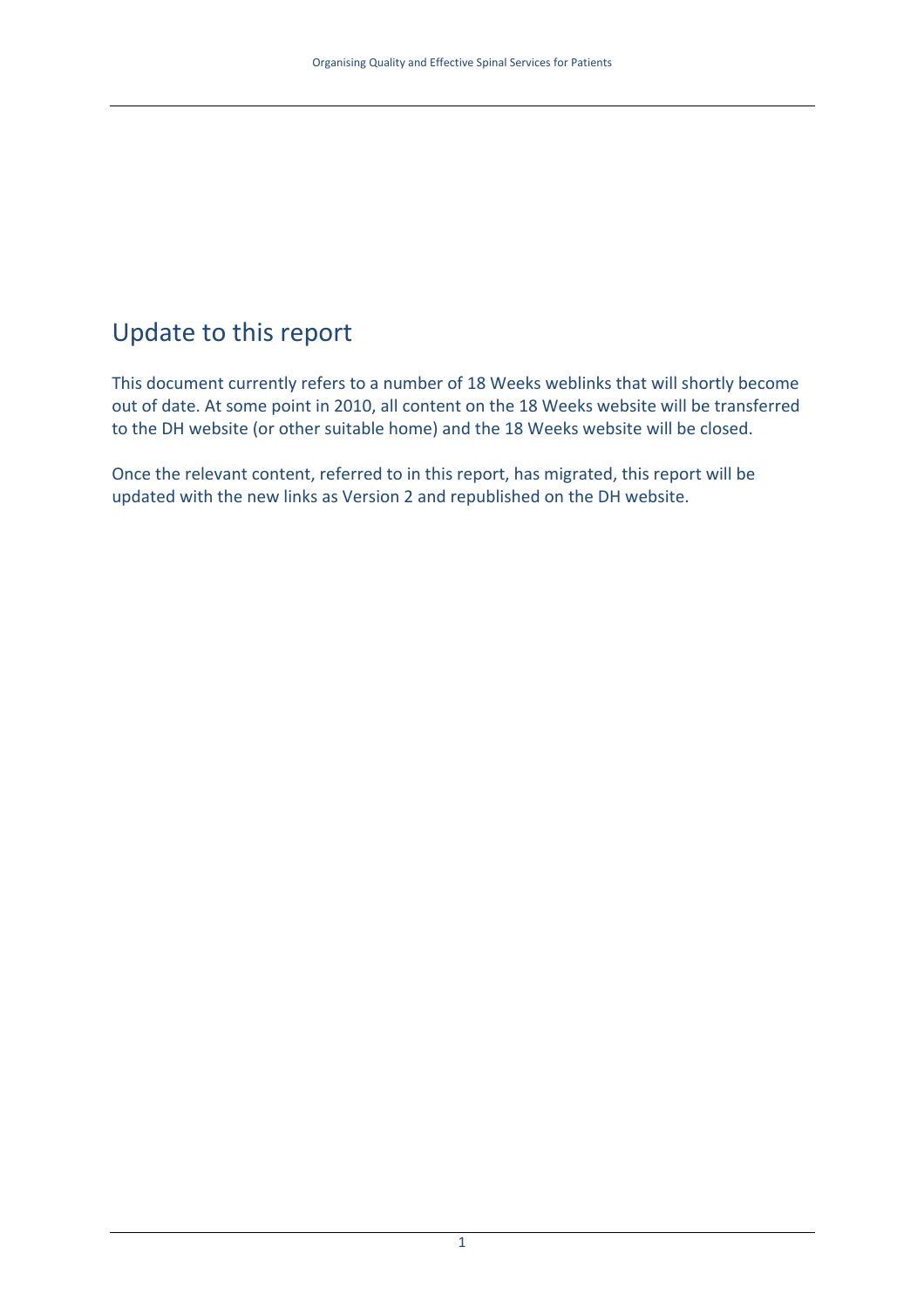## Update to this report

This document currently refers to a number of 18 Weeks weblinks that will shortly become out of date. At some point in 2010, all content on the 18 Weeks website will be transferred to the DH website (or other suitable home) and the 18 Weeks website will be closed.

Once the relevant content, referred to in this report, has migrated, this report will be updated with the new links as Version 2 and republished on the DH website.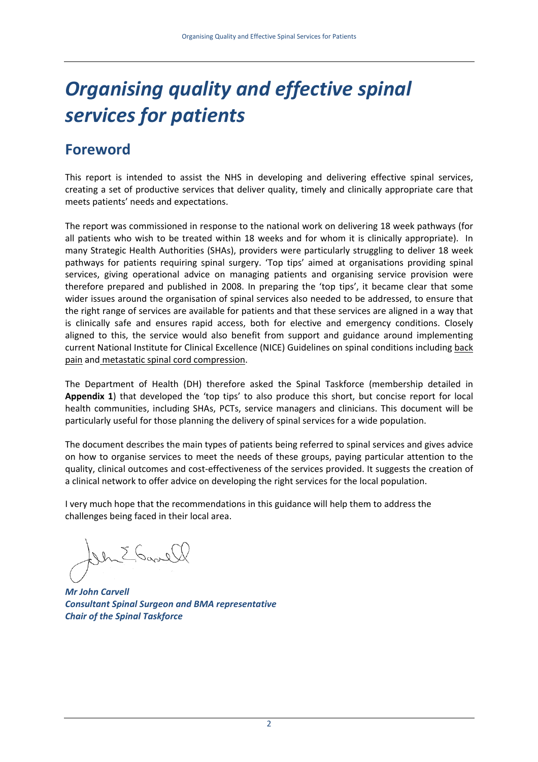# *Organising quality and effective spinal services for patients*

## Foreword

This report is intended to assist the NHS in developing and delivering effective spinal services, creating a set of productive services that deliver quality, timely and clinically appropriate care that meets patients' needs and expectations.

The report was commissioned in response to the national work on delivering 18 week pathways (for all patients who wish to be treated within 18 weeks and for whom it is clinically appropriate). In many Strategic Health Authorities (SHAs), providers were particularly struggling to deliver 18 week pathways for patients requiring spinal surgery. 'Top tips' aimed at organisations providing spinal services, giving operational advice on managing patients and organising service provision were therefore prepared and published in 2008. In preparing the 'top tips', it became clear that some wider issues around the organisation of spinal services also needed to be addressed, to ensure that the right range of services are available for patients and that these services are aligned in a way that is clinically safe and ensures rapid access, both for elective and emergency conditions. Closely aligned to this, the service would also benefit from support and guidance around implementing current National Institute for Clinical Excellence (NICE) Guidelines on spinal conditions including back pain and metastatic spinal cord compression.

The Department of Health (DH) therefore asked the Spinal Taskforce (membership detailed in **Appendix 1**) that developed the 'top tips' to also produce this short, but concise report for local health communities, including SHAs, PCTs, service managers and clinicians. This document will be particularly useful for those planning the delivery of spinal services for a wide population.

The document describes the main types of patients being referred to spinal services and gives advice on how to organise services to meet the needs of these groups, paying particular attention to the quality, clinical outcomes and cost-effectiveness of the services provided. It suggests the creation of a clinical network to offer advice on developing the right services for the local population.

I very much hope that the recommendations in this guidance will help them to address the challenges being faced in their local area.

***Mr John Carvell***
***Consultant Spinal Surgeon and BMA representative***
***Chair of the Spinal Taskforce***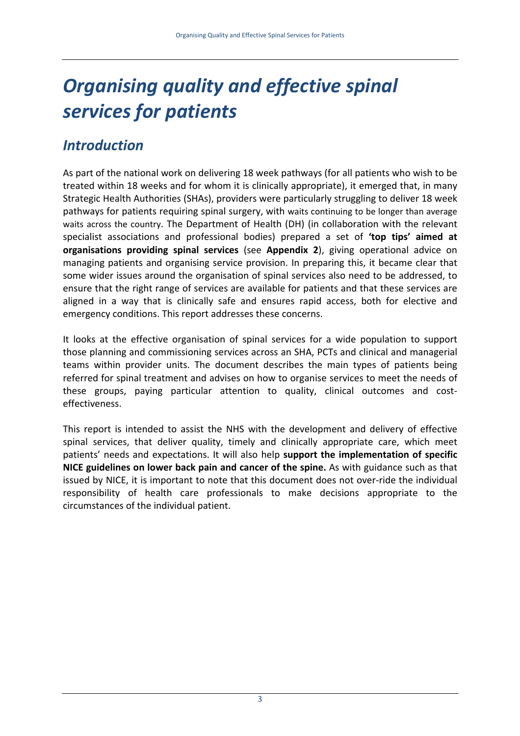# *Organising quality and effective spinal services for patients*

## *Introduction*

As part of the national work on delivering 18 week pathways (for all patients who wish to be treated within 18 weeks and for whom it is clinically appropriate), it emerged that, in many Strategic Health Authorities (SHAs), providers were particularly struggling to deliver 18 week pathways for patients requiring spinal surgery, with waits continuing to be longer than average waits across the country. The Department of Health (DH) (in collaboration with the relevant specialist associations and professional bodies) prepared a set of **'top tips' aimed at organisations providing spinal services** (see **Appendix 2**), giving operational advice on managing patients and organising service provision. In preparing this, it became clear that some wider issues around the organisation of spinal services also need to be addressed, to ensure that the right range of services are available for patients and that these services are aligned in a way that is clinically safe and ensures rapid access, both for elective and emergency conditions. This report addresses these concerns.

It looks at the effective organisation of spinal services for a wide population to support those planning and commissioning services across an SHA, PCTs and clinical and managerial teams within provider units. The document describes the main types of patients being referred for spinal treatment and advises on how to organise services to meet the needs of these groups, paying particular attention to quality, clinical outcomes and cost-effectiveness.

This report is intended to assist the NHS with the development and delivery of effective spinal services, that deliver quality, timely and clinically appropriate care, which meet patients' needs and expectations. It will also help **support the implementation of specific NICE guidelines on lower back pain and cancer of the spine.** As with guidance such as that issued by NICE, it is important to note that this document does not over-ride the individual responsibility of health care professionals to make decisions appropriate to the circumstances of the individual patient.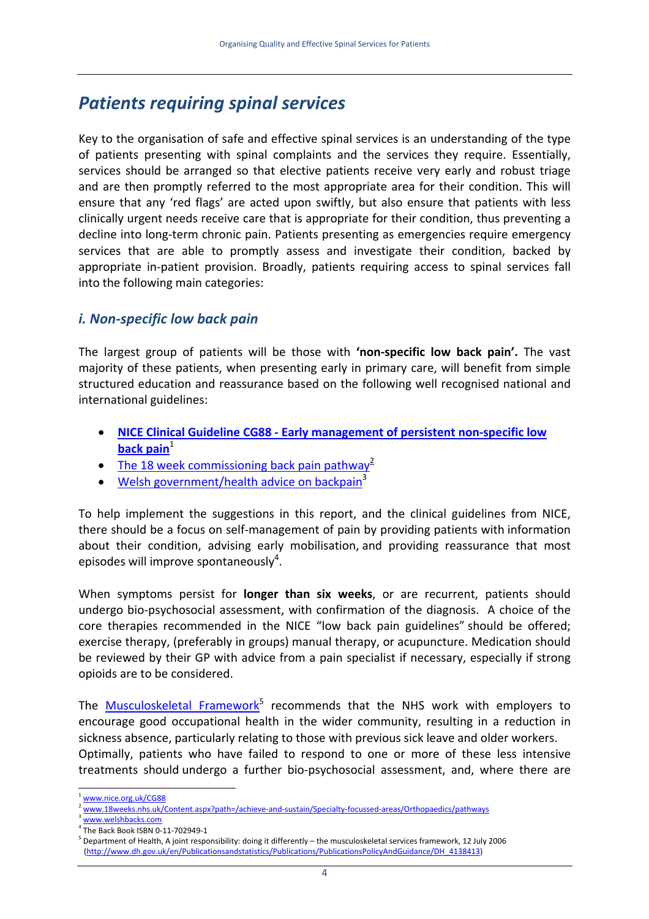## *Patients requiring spinal services*

Key to the organisation of safe and effective spinal services is an understanding of the type of patients presenting with spinal complaints and the services they require. Essentially, services should be arranged so that elective patients receive very early and robust triage and are then promptly referred to the most appropriate area for their condition. This will ensure that any 'red flags' are acted upon swiftly, but also ensure that patients with less clinically urgent needs receive care that is appropriate for their condition, thus preventing a decline into long-term chronic pain. Patients presenting as emergencies require emergency services that are able to promptly assess and investigate their condition, backed by appropriate in-patient provision. Broadly, patients requiring access to spinal services fall into the following main categories:

### *i. Non-specific low back pain*

The largest group of patients will be those with **'non-specific low back pain'.** The vast majority of these patients, when presenting early in primary care, will benefit from simple structured education and reassurance based on the following well recognised national and international guidelines:

- **NICE Clinical Guideline CG88 - Early management of persistent non-specific low back pain**[1]
- The 18 week commissioning back pain pathway[2]
- Welsh government/health advice on backpain[3]

To help implement the suggestions in this report, and the clinical guidelines from NICE, there should be a focus on self-management of pain by providing patients with information about their condition, advising early mobilisation, and providing reassurance that most episodes will improve spontaneously[4].

When symptoms persist for **longer than six weeks**, or are recurrent, patients should undergo bio-psychosocial assessment, with confirmation of the diagnosis. A choice of the core therapies recommended in the NICE "low back pain guidelines" should be offered; exercise therapy, (preferably in groups) manual therapy, or acupuncture. Medication should be reviewed by their GP with advice from a pain specialist if necessary, especially if strong opioids are to be considered.

The Musculoskeletal Framework[5] recommends that the NHS work with employers to encourage good occupational health in the wider community, resulting in a reduction in sickness absence, particularly relating to those with previous sick leave and older workers. Optimally, patients who have failed to respond to one or more of these less intensive treatments should undergo a further bio-psychosocial assessment, and, where there are

---

[1] www.nice.org.uk/CG88

[2] www.18weeks.nhs.uk/Content.aspx?path=/achieve-and-sustain/Specialty-focussed-areas/Orthopaedics/pathways

[3] www.welshbacks.com

[4] The Back Book ISBN 0-11-702949-1

[5] Department of Health, A joint responsibility: doing it differently – the musculoskeletal services framework, 12 July 2006 (http://www.dh.gov.uk/en/Publicationsandstatistics/Publications/PublicationsPolicyAndGuidance/DH_4138413)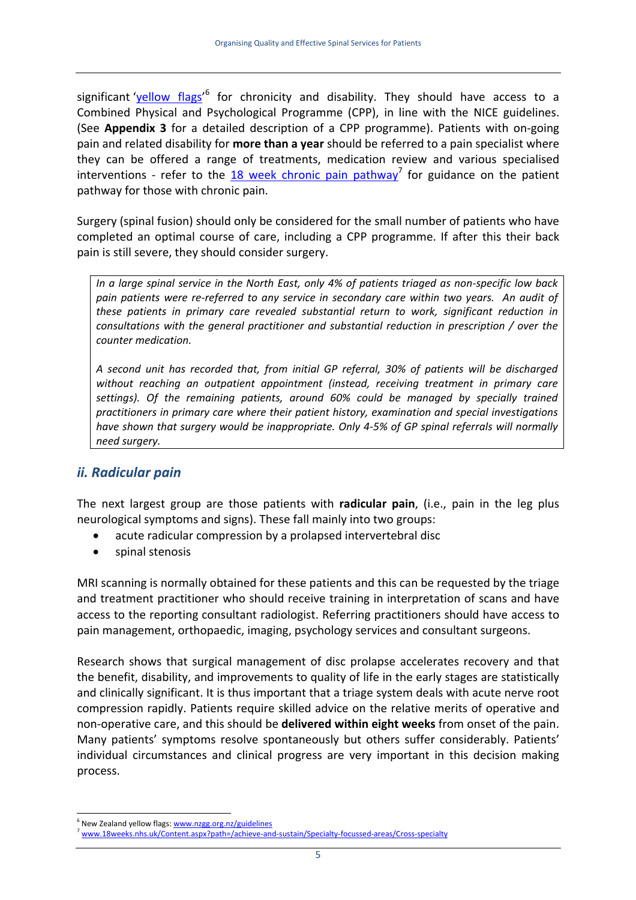significant 'yellow flags'[6] for chronicity and disability. They should have access to a Combined Physical and Psychological Programme (CPP), in line with the NICE guidelines. (See **Appendix 3** for a detailed description of a CPP programme). Patients with on-going pain and related disability for **more than a year** should be referred to a pain specialist where they can be offered a range of treatments, medication review and various specialised interventions - refer to the 18 week chronic pain pathway[7] for guidance on the patient pathway for those with chronic pain.

Surgery (spinal fusion) should only be considered for the small number of patients who have completed an optimal course of care, including a CPP programme. If after this their back pain is still severe, they should consider surgery.

> *In a large spinal service in the North East, only 4% of patients triaged as non-specific low back pain patients were re-referred to any service in secondary care within two years. An audit of these patients in primary care revealed substantial return to work, significant reduction in consultations with the general practitioner and substantial reduction in prescription / over the counter medication.*
>
> *A second unit has recorded that, from initial GP referral, 30% of patients will be discharged without reaching an outpatient appointment (instead, receiving treatment in primary care settings). Of the remaining patients, around 60% could be managed by specially trained practitioners in primary care where their patient history, examination and special investigations have shown that surgery would be inappropriate. Only 4-5% of GP spinal referrals will normally need surgery.*

### *ii. Radicular pain*

The next largest group are those patients with **radicular pain**, (i.e., pain in the leg plus neurological symptoms and signs). These fall mainly into two groups:

- acute radicular compression by a prolapsed intervertebral disc
- spinal stenosis

MRI scanning is normally obtained for these patients and this can be requested by the triage and treatment practitioner who should receive training in interpretation of scans and have access to the reporting consultant radiologist. Referring practitioners should have access to pain management, orthopaedic, imaging, psychology services and consultant surgeons.

Research shows that surgical management of disc prolapse accelerates recovery and that the benefit, disability, and improvements to quality of life in the early stages are statistically and clinically significant. It is thus important that a triage system deals with acute nerve root compression rapidly. Patients require skilled advice on the relative merits of operative and non-operative care, and this should be **delivered within eight weeks** from onset of the pain. Many patients' symptoms resolve spontaneously but others suffer considerably. Patients' individual circumstances and clinical progress are very important in this decision making process.

---

[6] New Zealand yellow flags: www.nzgg.org.nz/guidelines

[7] www.18weeks.nhs.uk/Content.aspx?path=/achieve-and-sustain/Specialty-focussed-areas/Cross-specialty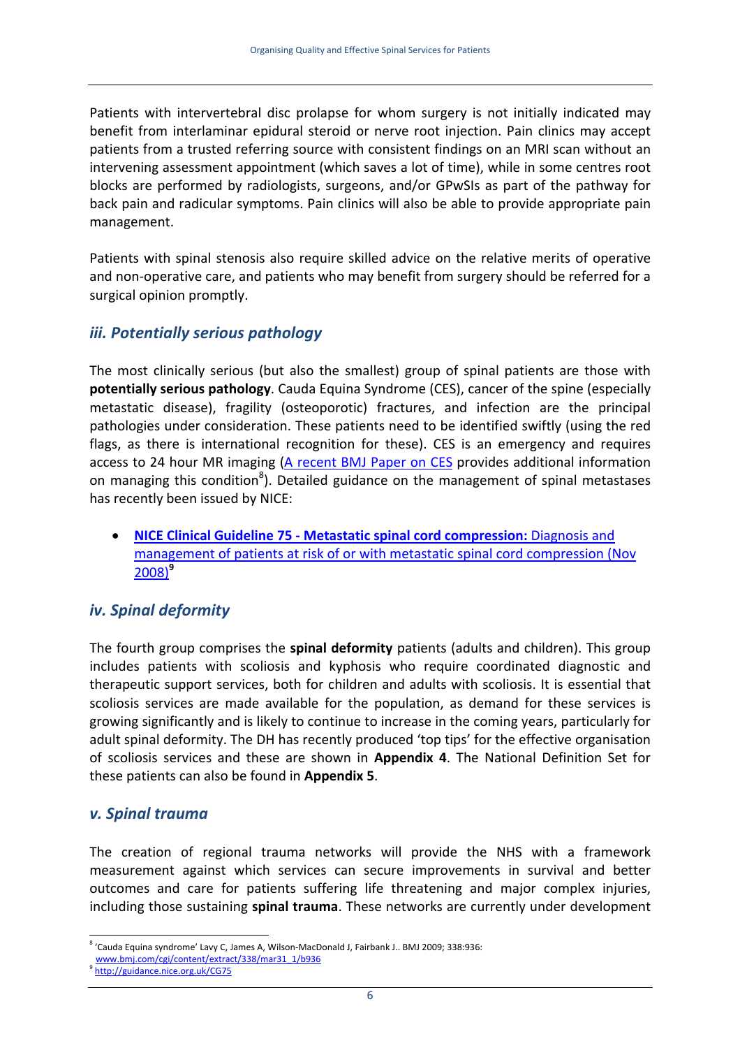Patients with intervertebral disc prolapse for whom surgery is not initially indicated may benefit from interlaminar epidural steroid or nerve root injection. Pain clinics may accept patients from a trusted referring source with consistent findings on an MRI scan without an intervening assessment appointment (which saves a lot of time), while in some centres root blocks are performed by radiologists, surgeons, and/or GPwSIs as part of the pathway for back pain and radicular symptoms. Pain clinics will also be able to provide appropriate pain management.

Patients with spinal stenosis also require skilled advice on the relative merits of operative and non-operative care, and patients who may benefit from surgery should be referred for a surgical opinion promptly.

### *iii. Potentially serious pathology*

The most clinically serious (but also the smallest) group of spinal patients are those with **potentially serious pathology**. Cauda Equina Syndrome (CES), cancer of the spine (especially metastatic disease), fragility (osteoporotic) fractures, and infection are the principal pathologies under consideration. These patients need to be identified swiftly (using the red flags, as there is international recognition for these). CES is an emergency and requires access to 24 hour MR imaging (A recent BMJ Paper on CES provides additional information on managing this condition[8]). Detailed guidance on the management of spinal metastases has recently been issued by NICE:

- **NICE Clinical Guideline 75 - Metastatic spinal cord compression:** Diagnosis and management of patients at risk of or with metastatic spinal cord compression (Nov 2008)[9]

### *iv. Spinal deformity*

The fourth group comprises the **spinal deformity** patients (adults and children). This group includes patients with scoliosis and kyphosis who require coordinated diagnostic and therapeutic support services, both for children and adults with scoliosis. It is essential that scoliosis services are made available for the population, as demand for these services is growing significantly and is likely to continue to increase in the coming years, particularly for adult spinal deformity. The DH has recently produced 'top tips' for the effective organisation of scoliosis services and these are shown in **Appendix 4**. The National Definition Set for these patients can also be found in **Appendix 5**.

### *v. Spinal trauma*

The creation of regional trauma networks will provide the NHS with a framework measurement against which services can secure improvements in survival and better outcomes and care for patients suffering life threatening and major complex injuries, including those sustaining **spinal trauma**. These networks are currently under development

---

[8] 'Cauda Equina syndrome' Lavy C, James A, Wilson-MacDonald J, Fairbank J.. BMJ 2009; 338:936: www.bmj.com/cgi/content/extract/338/mar31_1/b936

[9] http://guidance.nice.org.uk/CG75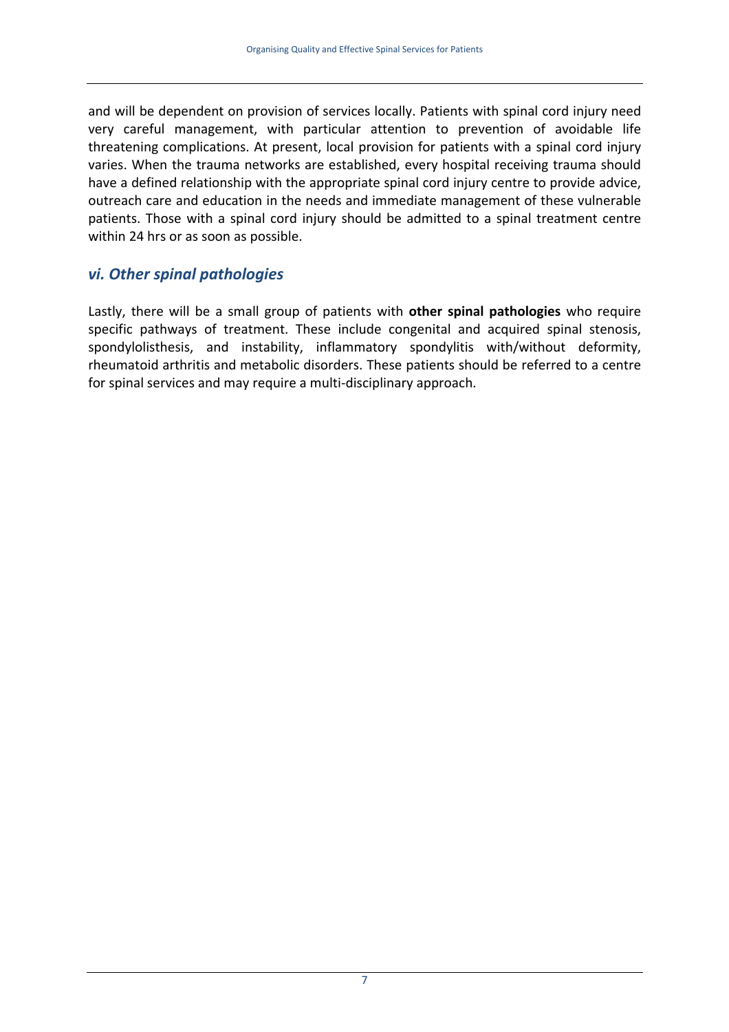and will be dependent on provision of services locally. Patients with spinal cord injury need very careful management, with particular attention to prevention of avoidable life threatening complications. At present, local provision for patients with a spinal cord injury varies. When the trauma networks are established, every hospital receiving trauma should have a defined relationship with the appropriate spinal cord injury centre to provide advice, outreach care and education in the needs and immediate management of these vulnerable patients. Those with a spinal cord injury should be admitted to a spinal treatment centre within 24 hrs or as soon as possible.

### *vi. Other spinal pathologies*

Lastly, there will be a small group of patients with **other spinal pathologies** who require specific pathways of treatment. These include congenital and acquired spinal stenosis, spondylolisthesis, and instability, inflammatory spondylitis with/without deformity, rheumatoid arthritis and metabolic disorders. These patients should be referred to a centre for spinal services and may require a multi-disciplinary approach.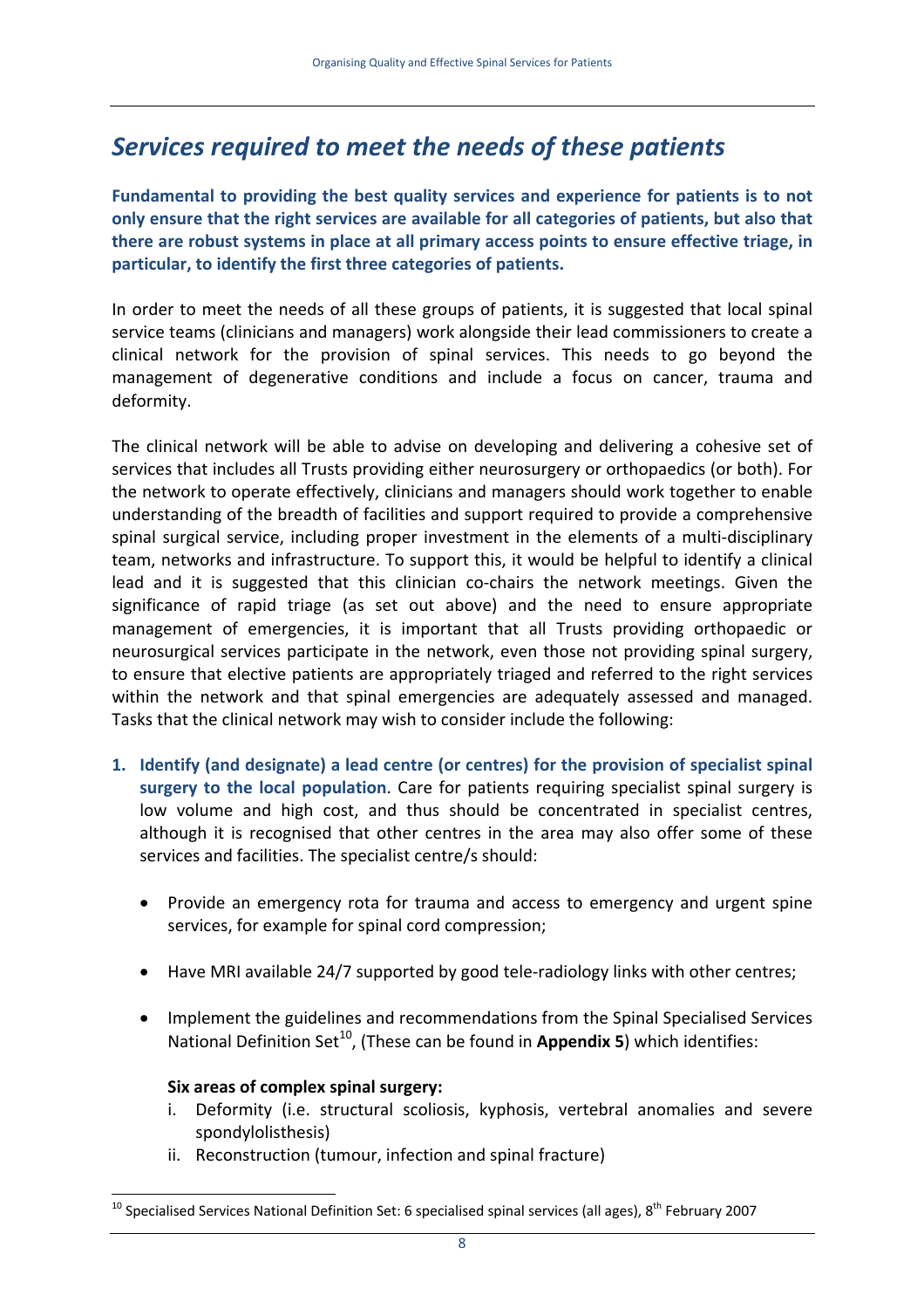## *Services required to meet the needs of these patients*

**Fundamental to providing the best quality services and experience for patients is to not only ensure that the right services are available for all categories of patients, but also that there are robust systems in place at all primary access points to ensure effective triage, in particular, to identify the first three categories of patients.**

In order to meet the needs of all these groups of patients, it is suggested that local spinal service teams (clinicians and managers) work alongside their lead commissioners to create a clinical network for the provision of spinal services. This needs to go beyond the management of degenerative conditions and include a focus on cancer, trauma and deformity.

The clinical network will be able to advise on developing and delivering a cohesive set of services that includes all Trusts providing either neurosurgery or orthopaedics (or both). For the network to operate effectively, clinicians and managers should work together to enable understanding of the breadth of facilities and support required to provide a comprehensive spinal surgical service, including proper investment in the elements of a multi-disciplinary team, networks and infrastructure. To support this, it would be helpful to identify a clinical lead and it is suggested that this clinician co-chairs the network meetings. Given the significance of rapid triage (as set out above) and the need to ensure appropriate management of emergencies, it is important that all Trusts providing orthopaedic or neurosurgical services participate in the network, even those not providing spinal surgery, to ensure that elective patients are appropriately triaged and referred to the right services within the network and that spinal emergencies are adequately assessed and managed. Tasks that the clinical network may wish to consider include the following:

1. **Identify (and designate) a lead centre (or centres) for the provision of specialist spinal surgery to the local population**. Care for patients requiring specialist spinal surgery is low volume and high cost, and thus should be concentrated in specialist centres, although it is recognised that other centres in the area may also offer some of these services and facilities. The specialist centre/s should:

   - Provide an emergency rota for trauma and access to emergency and urgent spine services, for example for spinal cord compression;
   - Have MRI available 24/7 supported by good tele-radiology links with other centres;
   - Implement the guidelines and recommendations from the Spinal Specialised Services National Definition Set[10], (These can be found in **Appendix 5**) which identifies:

     **Six areas of complex spinal surgery:**

     i. Deformity (i.e. structural scoliosis, kyphosis, vertebral anomalies and severe spondylolisthesis)
     ii. Reconstruction (tumour, infection and spinal fracture)

[10] Specialised Services National Definition Set: 6 specialised spinal services (all ages), 8th February 2007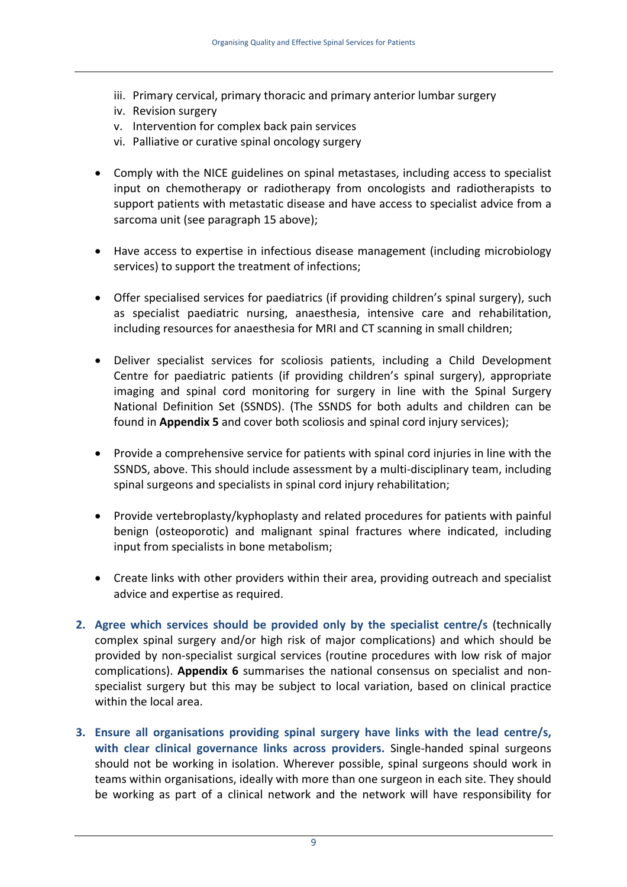iii. Primary cervical, primary thoracic and primary anterior lumbar surgery
   iv. Revision surgery
   v. Intervention for complex back pain services
   vi. Palliative or curative spinal oncology surgery

- Comply with the NICE guidelines on spinal metastases, including access to specialist input on chemotherapy or radiotherapy from oncologists and radiotherapists to support patients with metastatic disease and have access to specialist advice from a sarcoma unit (see paragraph 15 above);

- Have access to expertise in infectious disease management (including microbiology services) to support the treatment of infections;

- Offer specialised services for paediatrics (if providing children's spinal surgery), such as specialist paediatric nursing, anaesthesia, intensive care and rehabilitation, including resources for anaesthesia for MRI and CT scanning in small children;

- Deliver specialist services for scoliosis patients, including a Child Development Centre for paediatric patients (if providing children's spinal surgery), appropriate imaging and spinal cord monitoring for surgery in line with the Spinal Surgery National Definition Set (SSNDS). (The SSNDS for both adults and children can be found in **Appendix 5** and cover both scoliosis and spinal cord injury services);

- Provide a comprehensive service for patients with spinal cord injuries in line with the SSNDS, above. This should include assessment by a multi-disciplinary team, including spinal surgeons and specialists in spinal cord injury rehabilitation;

- Provide vertebroplasty/kyphoplasty and related procedures for patients with painful benign (osteoporotic) and malignant spinal fractures where indicated, including input from specialists in bone metabolism;

- Create links with other providers within their area, providing outreach and specialist advice and expertise as required.

2. **Agree which services should be provided only by the specialist centre/s** (technically complex spinal surgery and/or high risk of major complications) and which should be provided by non-specialist surgical services (routine procedures with low risk of major complications). **Appendix 6** summarises the national consensus on specialist and non-specialist surgery but this may be subject to local variation, based on clinical practice within the local area.

3. **Ensure all organisations providing spinal surgery have links with the lead centre/s, with clear clinical governance links across providers.** Single-handed spinal surgeons should not be working in isolation. Wherever possible, spinal surgeons should work in teams within organisations, ideally with more than one surgeon in each site. They should be working as part of a clinical network and the network will have responsibility for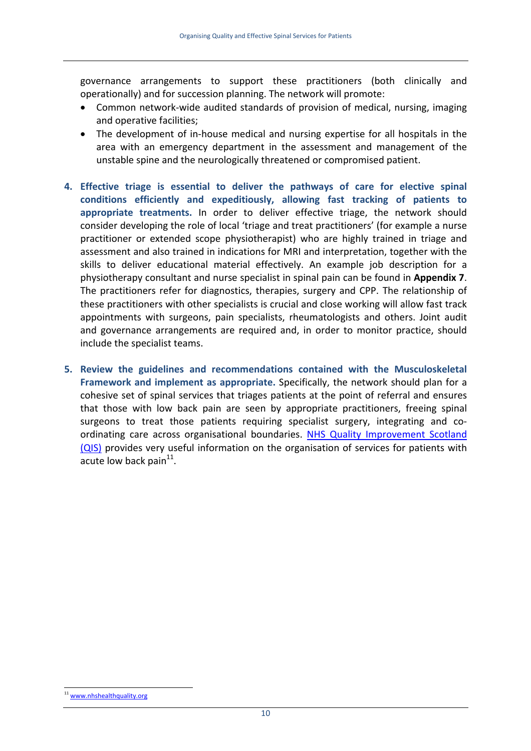governance arrangements to support these practitioners (both clinically and operationally) and for succession planning. The network will promote:

- Common network-wide audited standards of provision of medical, nursing, imaging and operative facilities;
- The development of in-house medical and nursing expertise for all hospitals in the area with an emergency department in the assessment and management of the unstable spine and the neurologically threatened or compromised patient.

4. **Effective triage is essential to deliver the pathways of care for elective spinal conditions efficiently and expeditiously, allowing fast tracking of patients to appropriate treatments.** In order to deliver effective triage, the network should consider developing the role of local 'triage and treat practitioners' (for example a nurse practitioner or extended scope physiotherapist) who are highly trained in triage and assessment and also trained in indications for MRI and interpretation, together with the skills to deliver educational material effectively. An example job description for a physiotherapy consultant and nurse specialist in spinal pain can be found in **Appendix 7**. The practitioners refer for diagnostics, therapies, surgery and CPP. The relationship of these practitioners with other specialists is crucial and close working will allow fast track appointments with surgeons, pain specialists, rheumatologists and others. Joint audit and governance arrangements are required and, in order to monitor practice, should include the specialist teams.

5. **Review the guidelines and recommendations contained with the Musculoskeletal Framework and implement as appropriate.** Specifically, the network should plan for a cohesive set of spinal services that triages patients at the point of referral and ensures that those with low back pain are seen by appropriate practitioners, freeing spinal surgeons to treat those patients requiring specialist surgery, integrating and co-ordinating care across organisational boundaries. NHS Quality Improvement Scotland (QIS) provides very useful information on the organisation of services for patients with acute low back pain[11].

[11] www.nhshealthquality.org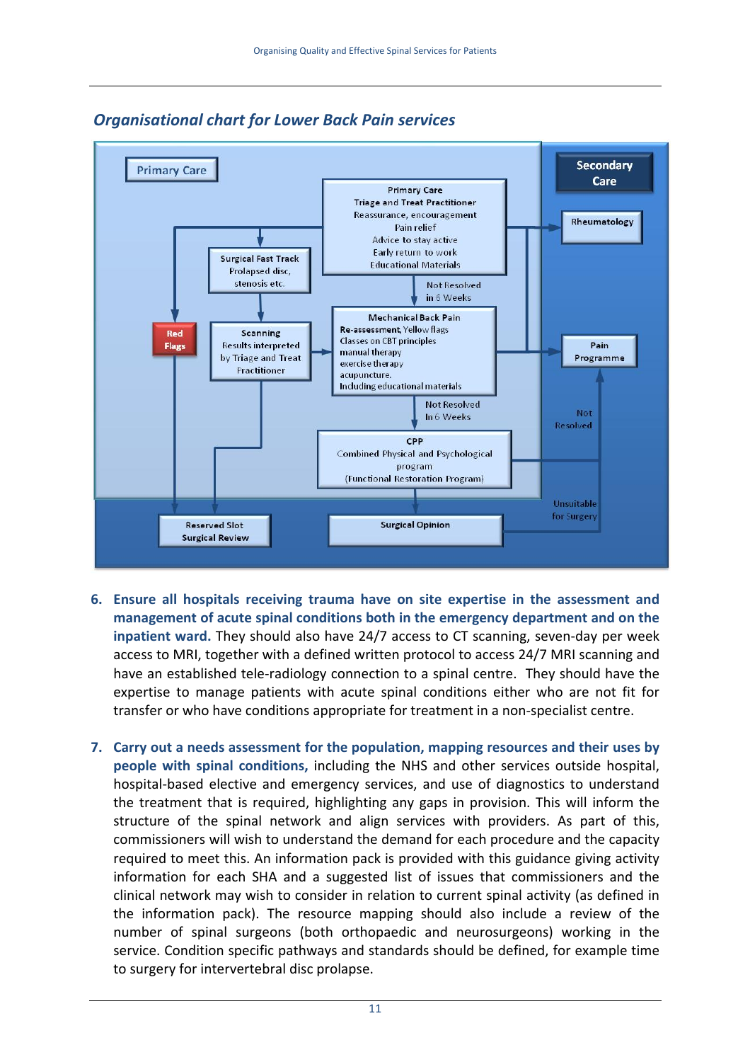## *Organisational chart for Lower Back Pain services*

Primary Care

Secondary Care

Primary Care
Triage and Treat Practitioner
Reassurance, encouragement
Pain relief
Advice to stay active
Early return to work
Educational Materials

Rheumatology

Surgical Fast Track
Prolapsed disc,
stenosis etc.

Not Resolved
in 6 Weeks

Red Flags

Scanning
Results interpreted
by Triage and Treat
Practitioner

Mechanical Back Pain
Re-assessment, Yellow flags
Classes on CBT principles
manual therapy
exercise therapy
acupuncture.
Including educational materials

Pain Programme

Not Resolved
In 6 Weeks

Not Resolved

CPP
Combined Physical and Psychological program
(Functional Restoration Program)

Unsuitable for Surgery

Reserved Slot
Surgical Review

Surgical Opinion

6. **Ensure all hospitals receiving trauma have on site expertise in the assessment and management of acute spinal conditions both in the emergency department and on the inpatient ward.** They should also have 24/7 access to CT scanning, seven-day per week access to MRI, together with a defined written protocol to access 24/7 MRI scanning and have an established tele-radiology connection to a spinal centre. They should have the expertise to manage patients with acute spinal conditions either who are not fit for transfer or who have conditions appropriate for treatment in a non-specialist centre.

7. **Carry out a needs assessment for the population, mapping resources and their uses by people with spinal conditions,** including the NHS and other services outside hospital, hospital-based elective and emergency services, and use of diagnostics to understand the treatment that is required, highlighting any gaps in provision. This will inform the structure of the spinal network and align services with providers. As part of this, commissioners will wish to understand the demand for each procedure and the capacity required to meet this. An information pack is provided with this guidance giving activity information for each SHA and a suggested list of issues that commissioners and the clinical network may wish to consider in relation to current spinal activity (as defined in the information pack). The resource mapping should also include a review of the number of spinal surgeons (both orthopaedic and neurosurgeons) working in the service. Condition specific pathways and standards should be defined, for example time to surgery for intervertebral disc prolapse.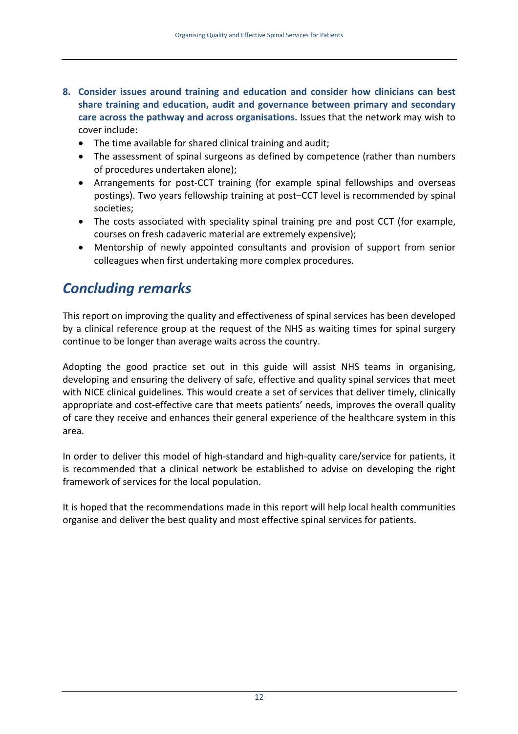8. **Consider issues around training and education and consider how clinicians can best share training and education, audit and governance between primary and secondary care across the pathway and across organisations.** Issues that the network may wish to cover include:
   - The time available for shared clinical training and audit;
   - The assessment of spinal surgeons as defined by competence (rather than numbers of procedures undertaken alone);
   - Arrangements for post-CCT training (for example spinal fellowships and overseas postings). Two years fellowship training at post–CCT level is recommended by spinal societies;
   - The costs associated with speciality spinal training pre and post CCT (for example, courses on fresh cadaveric material are extremely expensive);
   - Mentorship of newly appointed consultants and provision of support from senior colleagues when first undertaking more complex procedures.

## *Concluding remarks*

This report on improving the quality and effectiveness of spinal services has been developed by a clinical reference group at the request of the NHS as waiting times for spinal surgery continue to be longer than average waits across the country.

Adopting the good practice set out in this guide will assist NHS teams in organising, developing and ensuring the delivery of safe, effective and quality spinal services that meet with NICE clinical guidelines. This would create a set of services that deliver timely, clinically appropriate and cost-effective care that meets patients' needs, improves the overall quality of care they receive and enhances their general experience of the healthcare system in this area.

In order to deliver this model of high-standard and high-quality care/service for patients, it is recommended that a clinical network be established to advise on developing the right framework of services for the local population.

It is hoped that the recommendations made in this report will help local health communities organise and deliver the best quality and most effective spinal services for patients.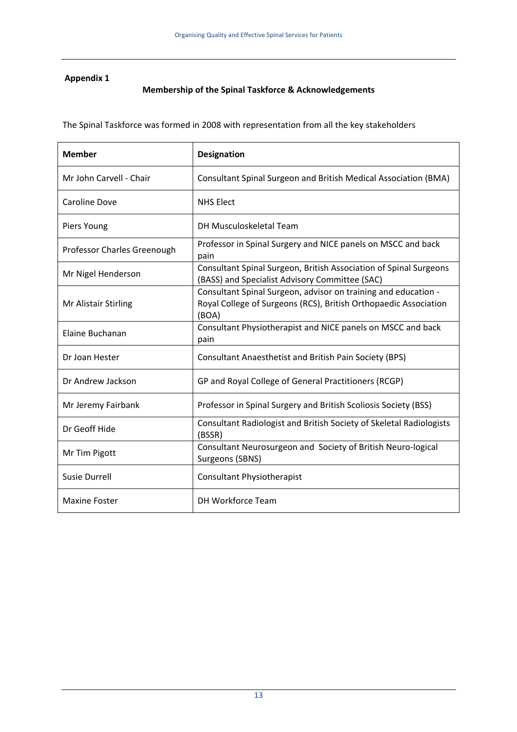**Appendix 1**

## Membership of the Spinal Taskforce & Acknowledgements

The Spinal Taskforce was formed in 2008 with representation from all the key stakeholders

| Member | Designation |
|---|---|
| Mr John Carvell - Chair | Consultant Spinal Surgeon and British Medical Association (BMA) |
| Caroline Dove | NHS Elect |
| Piers Young | DH Musculoskeletal Team |
| Professor Charles Greenough | Professor in Spinal Surgery and NICE panels on MSCC and back pain |
| Mr Nigel Henderson | Consultant Spinal Surgeon, British Association of Spinal Surgeons (BASS) and Specialist Advisory Committee (SAC) |
| Mr Alistair Stirling | Consultant Spinal Surgeon, advisor on training and education - Royal College of Surgeons (RCS), British Orthopaedic Association (BOA) |
| Elaine Buchanan | Consultant Physiotherapist and NICE panels on MSCC and back pain |
| Dr Joan Hester | Consultant Anaesthetist and British Pain Society (BPS) |
| Dr Andrew Jackson | GP and Royal College of General Practitioners (RCGP) |
| Mr Jeremy Fairbank | Professor in Spinal Surgery and British Scoliosis Society (BSS) |
| Dr Geoff Hide | Consultant Radiologist and British Society of Skeletal Radiologists (BSSR) |
| Mr Tim Pigott | Consultant Neurosurgeon and Society of British Neuro-logical Surgeons (SBNS) |
| Susie Durrell | Consultant Physiotherapist |
| Maxine Foster | DH Workforce Team |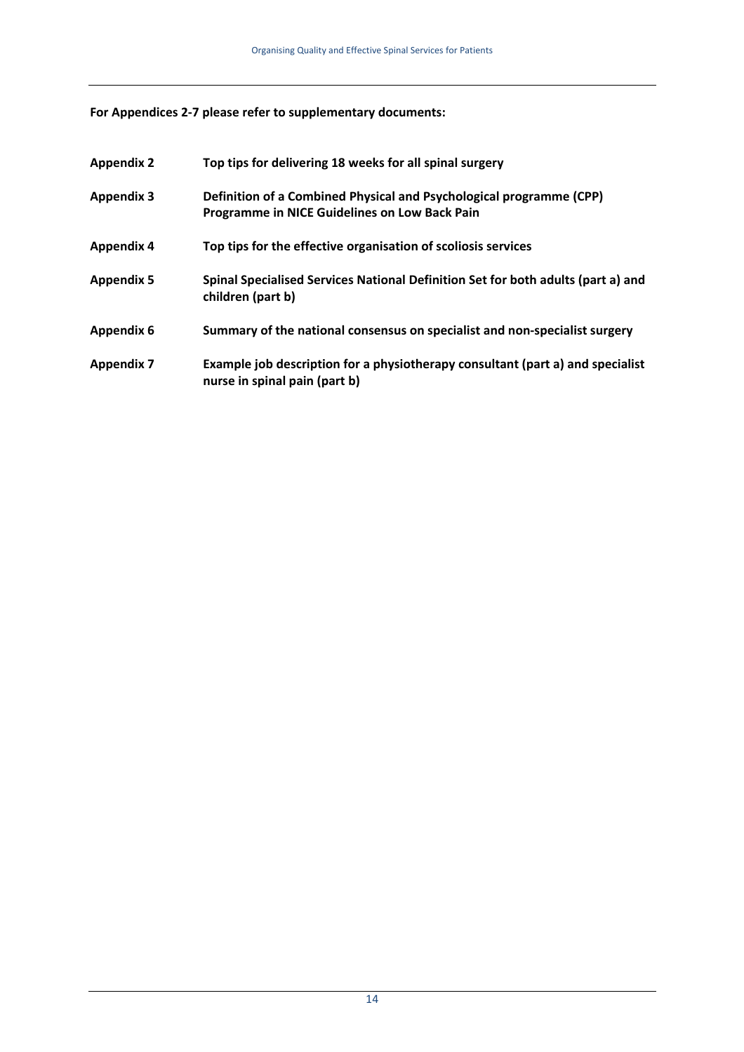**For Appendices 2-7 please refer to supplementary documents:**

| | |
|---|---|
| **Appendix 2** | **Top tips for delivering 18 weeks for all spinal surgery** |
| **Appendix 3** | **Definition of a Combined Physical and Psychological programme (CPP) Programme in NICE Guidelines on Low Back Pain** |
| **Appendix 4** | **Top tips for the effective organisation of scoliosis services** |
| **Appendix 5** | **Spinal Specialised Services National Definition Set for both adults (part a) and children (part b)** |
| **Appendix 6** | **Summary of the national consensus on specialist and non-specialist surgery** |
| **Appendix 7** | **Example job description for a physiotherapy consultant (part a) and specialist nurse in spinal pain (part b)** |